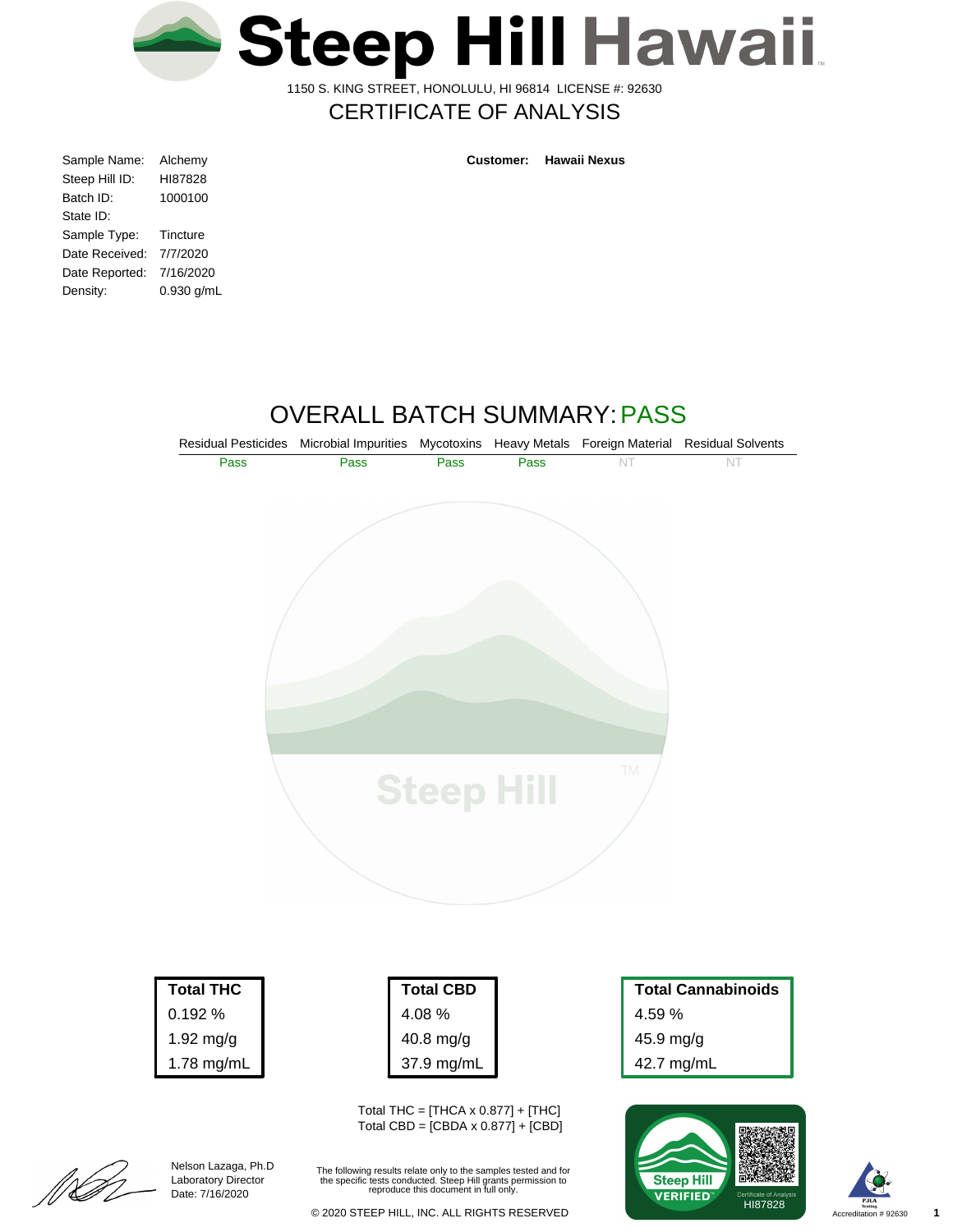# Steep Hill Hawaii

1150 S. KING STREET, HONOLULU, HI 96814 LICENSE #: 92630

## CERTIFICATE OF ANALYSIS

| | |
|---|---|
| Sample Name: | Alchemy |
| Steep Hill ID: | HI87828 |
| Batch ID: | 1000100 |
| State ID: | |
| Sample Type: | Tincture |
| Date Received: | 7/7/2020 |
| Date Reported: | 7/16/2020 |
| Density: | 0.930 g/mL |

**Customer:** **Hawaii Nexus**

## OVERALL BATCH SUMMARY: PASS

| Residual Pesticides | Microbial Impurities | Mycotoxins | Heavy Metals | Foreign Material | Residual Solvents |
|---|---|---|---|---|---|
| Pass | Pass | Pass | Pass | NT | NT |

| Total THC |
|---|
| 0.192 % |
| 1.92 mg/g |
| 1.78 mg/mL |

| Total CBD |
|---|
| 4.08 % |
| 40.8 mg/g |
| 37.9 mg/mL |

| Total Cannabinoids |
|---|
| 4.59 % |
| 45.9 mg/g |
| 42.7 mg/mL |

Total THC = [THCA x 0.877] + [THC]
Total CBD = [CBDA x 0.877] + [CBD]

Nelson Lazaga, Ph.D
Laboratory Director
Date: 7/16/2020

The following results relate only to the samples tested and for the specific tests conducted. Steep Hill grants permission to reproduce this document in full only.

© 2020 STEEP HILL, INC. ALL RIGHTS RESERVED

Steep Hill VERIFIED — Certificate of Analysis HI87828

Accreditation # 92630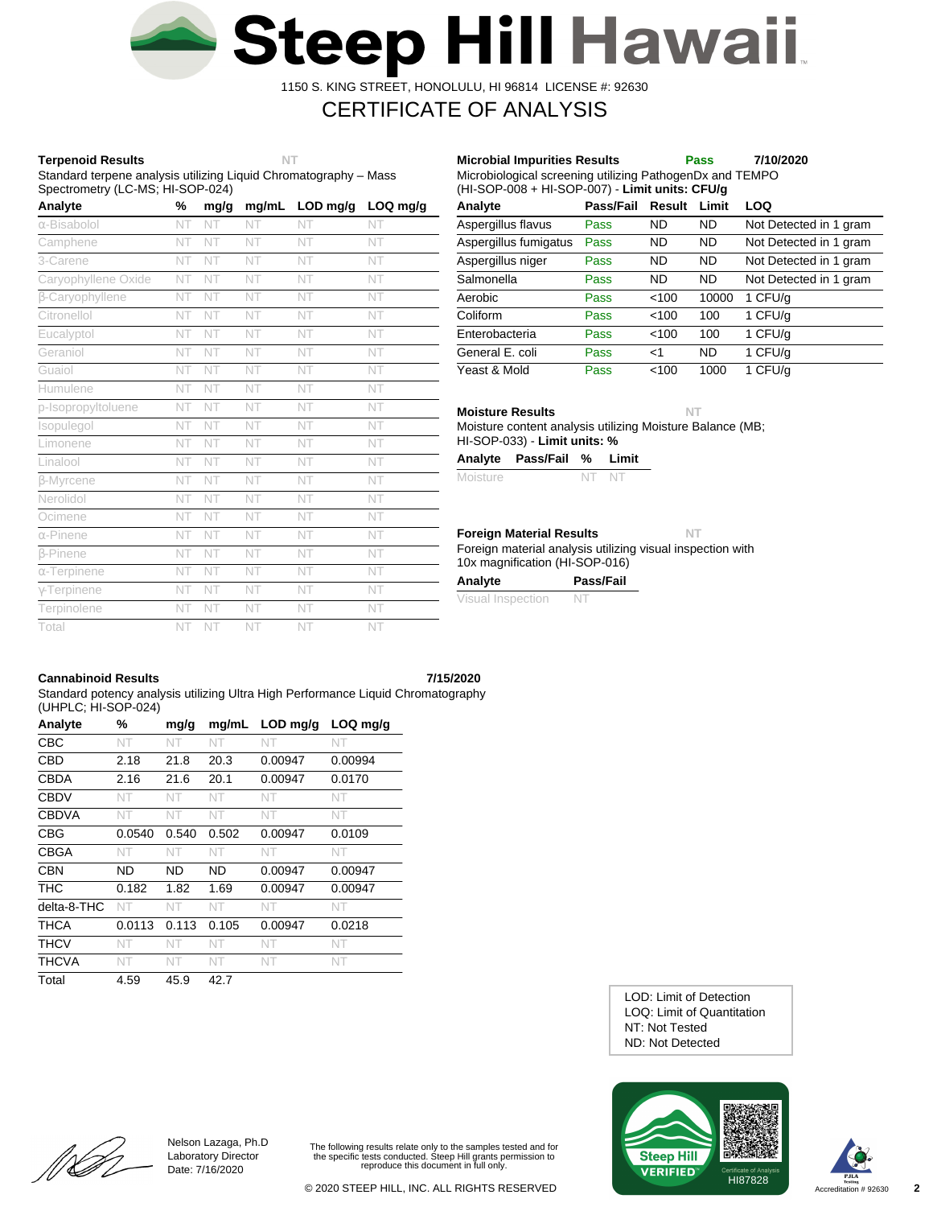# Steep Hill Hawaii

1150 S. KING STREET, HONOLULU, HI 96814 LICENSE #: 92630

## CERTIFICATE OF ANALYSIS

### Terpenoid Results — NT

Standard terpene analysis utilizing Liquid Chromatography – Mass Spectrometry (LC-MS; HI-SOP-024)

| Analyte | % | mg/g | mg/mL | LOD mg/g | LOQ mg/g |
|---|---|---|---|---|---|
| α-Bisabolol | NT | NT | NT | NT | NT |
| Camphene | NT | NT | NT | NT | NT |
| 3-Carene | NT | NT | NT | NT | NT |
| Caryophyllene Oxide | NT | NT | NT | NT | NT |
| β-Caryophyllene | NT | NT | NT | NT | NT |
| Citronellol | NT | NT | NT | NT | NT |
| Eucalyptol | NT | NT | NT | NT | NT |
| Geraniol | NT | NT | NT | NT | NT |
| Guaiol | NT | NT | NT | NT | NT |
| Humulene | NT | NT | NT | NT | NT |
| p-Isopropyltoluene | NT | NT | NT | NT | NT |
| Isopulegol | NT | NT | NT | NT | NT |
| Limonene | NT | NT | NT | NT | NT |
| Linalool | NT | NT | NT | NT | NT |
| β-Myrcene | NT | NT | NT | NT | NT |
| Nerolidol | NT | NT | NT | NT | NT |
| Ocimene | NT | NT | NT | NT | NT |
| α-Pinene | NT | NT | NT | NT | NT |
| β-Pinene | NT | NT | NT | NT | NT |
| α-Terpinene | NT | NT | NT | NT | NT |
| γ-Terpinene | NT | NT | NT | NT | NT |
| Terpinolene | NT | NT | NT | NT | NT |
| Total | NT | NT | NT | NT | NT |

### Microbial Impurities Results — Pass — 7/10/2020

Microbiological screening utilizing PathogenDx and TEMPO (HI-SOP-008 + HI-SOP-007) - **Limit units: CFU/g**

| Analyte | Pass/Fail | Result | Limit | LOQ |
|---|---|---|---|---|
| Aspergillus flavus | Pass | ND | ND | Not Detected in 1 gram |
| Aspergillus fumigatus | Pass | ND | ND | Not Detected in 1 gram |
| Aspergillus niger | Pass | ND | ND | Not Detected in 1 gram |
| Salmonella | Pass | ND | ND | Not Detected in 1 gram |
| Aerobic | Pass | <100 | 10000 | 1 CFU/g |
| Coliform | Pass | <100 | 100 | 1 CFU/g |
| Enterobacteria | Pass | <100 | 100 | 1 CFU/g |
| General E. coli | Pass | <1 | ND | 1 CFU/g |
| Yeast & Mold | Pass | <100 | 1000 | 1 CFU/g |

### Moisture Results — NT

Moisture content analysis utilizing Moisture Balance (MB; HI-SOP-033) - **Limit units: %**

| Analyte | Pass/Fail | % | Limit |
|---|---|---|---|
| Moisture | | NT | NT |

### Foreign Material Results — NT

Foreign material analysis utilizing visual inspection with 10x magnification (HI-SOP-016)

| Analyte | Pass/Fail |
|---|---|
| Visual Inspection | NT |

### Cannabinoid Results — 7/15/2020

Standard potency analysis utilizing Ultra High Performance Liquid Chromatography (UHPLC; HI-SOP-024)

| Analyte | % | mg/g | mg/mL | LOD mg/g | LOQ mg/g |
|---|---|---|---|---|---|
| CBC | NT | NT | NT | NT | NT |
| CBD | 2.18 | 21.8 | 20.3 | 0.00947 | 0.00994 |
| CBDA | 2.16 | 21.6 | 20.1 | 0.00947 | 0.0170 |
| CBDV | NT | NT | NT | NT | NT |
| CBDVA | NT | NT | NT | NT | NT |
| CBG | 0.0540 | 0.540 | 0.502 | 0.00947 | 0.0109 |
| CBGA | NT | NT | NT | NT | NT |
| CBN | ND | ND | ND | 0.00947 | 0.00947 |
| THC | 0.182 | 1.82 | 1.69 | 0.00947 | 0.00947 |
| delta-8-THC | NT | NT | NT | NT | NT |
| THCA | 0.0113 | 0.113 | 0.105 | 0.00947 | 0.0218 |
| THCV | NT | NT | NT | NT | NT |
| THCVA | NT | NT | NT | NT | NT |
| Total | 4.59 | 45.9 | 42.7 | | |

LOD: Limit of Detection
LOQ: Limit of Quantitation
NT: Not Tested
ND: Not Detected

Nelson Lazaga, Ph.D
Laboratory Director
Date: 7/16/2020

The following results relate only to the samples tested and for the specific tests conducted. Steep Hill grants permission to reproduce this document in full only.

© 2020 STEEP HILL, INC. ALL RIGHTS RESERVED

Steep Hill VERIFIED — Certificate of Analysis HI87828

PJLA Testing Accreditation # 92630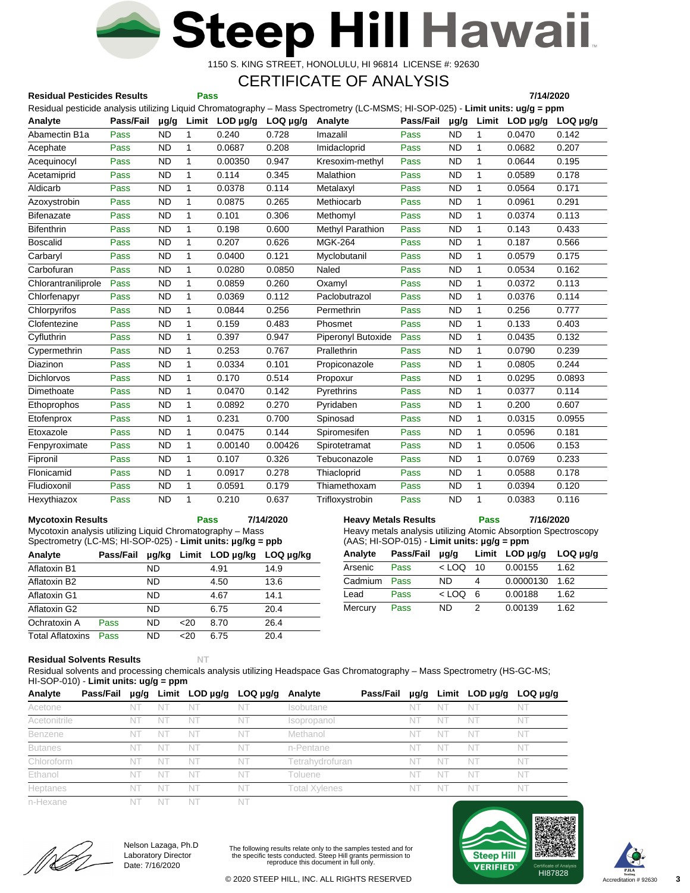# Steep Hill Hawaii

1150 S. KING STREET, HONOLULU, HI 96814 LICENSE #: 92630

## CERTIFICATE OF ANALYSIS

**Residual Pesticides Results** Pass 7/14/2020

Residual pesticide analysis utilizing Liquid Chromatography – Mass Spectrometry (LC-MSMS; HI-SOP-025) - **Limit units: ug/g = ppm**

| Analyte | Pass/Fail | µg/g | Limit | LOD µg/g | LOQ µg/g | Analyte | Pass/Fail | µg/g | Limit | LOD µg/g | LOQ µg/g |
|---|---|---|---|---|---|---|---|---|---|---|---|
| Abamectin B1a | Pass | ND | 1 | 0.240 | 0.728 | Imazalil | Pass | ND | 1 | 0.0470 | 0.142 |
| Acephate | Pass | ND | 1 | 0.0687 | 0.208 | Imidacloprid | Pass | ND | 1 | 0.0682 | 0.207 |
| Acequinocyl | Pass | ND | 1 | 0.00350 | 0.947 | Kresoxim-methyl | Pass | ND | 1 | 0.0644 | 0.195 |
| Acetamiprid | Pass | ND | 1 | 0.114 | 0.345 | Malathion | Pass | ND | 1 | 0.0589 | 0.178 |
| Aldicarb | Pass | ND | 1 | 0.0378 | 0.114 | Metalaxyl | Pass | ND | 1 | 0.0564 | 0.171 |
| Azoxystrobin | Pass | ND | 1 | 0.0875 | 0.265 | Methiocarb | Pass | ND | 1 | 0.0961 | 0.291 |
| Bifenazate | Pass | ND | 1 | 0.101 | 0.306 | Methomyl | Pass | ND | 1 | 0.0374 | 0.113 |
| Bifenthrin | Pass | ND | 1 | 0.198 | 0.600 | Methyl Parathion | Pass | ND | 1 | 0.143 | 0.433 |
| Boscalid | Pass | ND | 1 | 0.207 | 0.626 | MGK-264 | Pass | ND | 1 | 0.187 | 0.566 |
| Carbaryl | Pass | ND | 1 | 0.0400 | 0.121 | Myclobutanil | Pass | ND | 1 | 0.0579 | 0.175 |
| Carbofuran | Pass | ND | 1 | 0.0280 | 0.0850 | Naled | Pass | ND | 1 | 0.0534 | 0.162 |
| Chlorantraniliprole | Pass | ND | 1 | 0.0859 | 0.260 | Oxamyl | Pass | ND | 1 | 0.0372 | 0.113 |
| Chlorfenapyr | Pass | ND | 1 | 0.0369 | 0.112 | Paclobutrazol | Pass | ND | 1 | 0.0376 | 0.114 |
| Chlorpyrifos | Pass | ND | 1 | 0.0844 | 0.256 | Permethrin | Pass | ND | 1 | 0.256 | 0.777 |
| Clofentezine | Pass | ND | 1 | 0.159 | 0.483 | Phosmet | Pass | ND | 1 | 0.133 | 0.403 |
| Cyfluthrin | Pass | ND | 1 | 0.397 | 0.947 | Piperonyl Butoxide | Pass | ND | 1 | 0.0435 | 0.132 |
| Cypermethrin | Pass | ND | 1 | 0.253 | 0.767 | Prallethrin | Pass | ND | 1 | 0.0790 | 0.239 |
| Diazinon | Pass | ND | 1 | 0.0334 | 0.101 | Propiconazole | Pass | ND | 1 | 0.0805 | 0.244 |
| Dichlorvos | Pass | ND | 1 | 0.170 | 0.514 | Propoxur | Pass | ND | 1 | 0.0295 | 0.0893 |
| Dimethoate | Pass | ND | 1 | 0.0470 | 0.142 | Pyrethrins | Pass | ND | 1 | 0.0377 | 0.114 |
| Ethoprophos | Pass | ND | 1 | 0.0892 | 0.270 | Pyridaben | Pass | ND | 1 | 0.200 | 0.607 |
| Etofenprox | Pass | ND | 1 | 0.231 | 0.700 | Spinosad | Pass | ND | 1 | 0.0315 | 0.0955 |
| Etoxazole | Pass | ND | 1 | 0.0475 | 0.144 | Spiromesifen | Pass | ND | 1 | 0.0596 | 0.181 |
| Fenpyroximate | Pass | ND | 1 | 0.00140 | 0.00426 | Spirotetramat | Pass | ND | 1 | 0.0506 | 0.153 |
| Fipronil | Pass | ND | 1 | 0.107 | 0.326 | Tebuconazole | Pass | ND | 1 | 0.0769 | 0.233 |
| Flonicamid | Pass | ND | 1 | 0.0917 | 0.278 | Thiacloprid | Pass | ND | 1 | 0.0588 | 0.178 |
| Fludioxonil | Pass | ND | 1 | 0.0591 | 0.179 | Thiamethoxam | Pass | ND | 1 | 0.0394 | 0.120 |
| Hexythiazox | Pass | ND | 1 | 0.210 | 0.637 | Trifloxystrobin | Pass | ND | 1 | 0.0383 | 0.116 |

**Mycotoxin Results** Pass 7/14/2020

Mycotoxin analysis utilizing Liquid Chromatography – Mass Spectrometry (LC-MS; HI-SOP-025) - **Limit units: µg/kg = ppb**

| Analyte | Pass/Fail | µg/kg | Limit | LOD µg/kg | LOQ µg/kg |
|---|---|---|---|---|---|
| Aflatoxin B1 | | ND | | 4.91 | 14.9 |
| Aflatoxin B2 | | ND | | 4.50 | 13.6 |
| Aflatoxin G1 | | ND | | 4.67 | 14.1 |
| Aflatoxin G2 | | ND | | 6.75 | 20.4 |
| Ochratoxin A | Pass | ND | <20 | 8.70 | 26.4 |
| Total Aflatoxins | Pass | ND | <20 | 6.75 | 20.4 |

**Heavy Metals Results** Pass 7/16/2020

Heavy metals analysis utilizing Atomic Absorption Spectroscopy (AAS; HI-SOP-015) - **Limit units: µg/g = ppm**

| Analyte | Pass/Fail | µg/g | Limit | LOD µg/g | LOQ µg/g |
|---|---|---|---|---|---|
| Arsenic | Pass | < LOQ | 10 | 0.00155 | 1.62 |
| Cadmium | Pass | ND | 4 | 0.0000130 | 1.62 |
| Lead | Pass | < LOQ | 6 | 0.00188 | 1.62 |
| Mercury | Pass | ND | 2 | 0.00139 | 1.62 |

**Residual Solvents Results** NT

Residual solvents and processing chemicals analysis utilizing Headspace Gas Chromatography – Mass Spectrometry (HS-GC-MS; HI-SOP-010) - **Limit units: ug/g = ppm**

| Analyte | Pass/Fail | µg/g | Limit | LOD µg/g | LOQ µg/g | Analyte | Pass/Fail | µg/g | Limit | LOD µg/g | LOQ µg/g |
|---|---|---|---|---|---|---|---|---|---|---|---|
| Acetone | | NT | NT | NT | NT | Isobutane | | NT | NT | NT | NT |
| Acetonitrile | | NT | NT | NT | NT | Isopropanol | | NT | NT | NT | NT |
| Benzene | | NT | NT | NT | NT | Methanol | | NT | NT | NT | NT |
| Butanes | | NT | NT | NT | NT | n-Pentane | | NT | NT | NT | NT |
| Chloroform | | NT | NT | NT | NT | Tetrahydrofuran | | NT | NT | NT | NT |
| Ethanol | | NT | NT | NT | NT | Toluene | | NT | NT | NT | NT |
| Heptanes | | NT | NT | NT | NT | Total Xylenes | | NT | NT | NT | NT |
| n-Hexane | | NT | NT | NT | NT | | | | | | |

Nelson Lazaga, Ph.D
Laboratory Director
Date: 7/16/2020

The following results relate only to the samples tested and for the specific tests conducted. Steep Hill grants permission to reproduce this document in full only.

© 2020 STEEP HILL, INC. ALL RIGHTS RESERVED

Steep Hill VERIFIED — Certificate of Analysis HI87828

PJLA Testing Accreditation # 92630